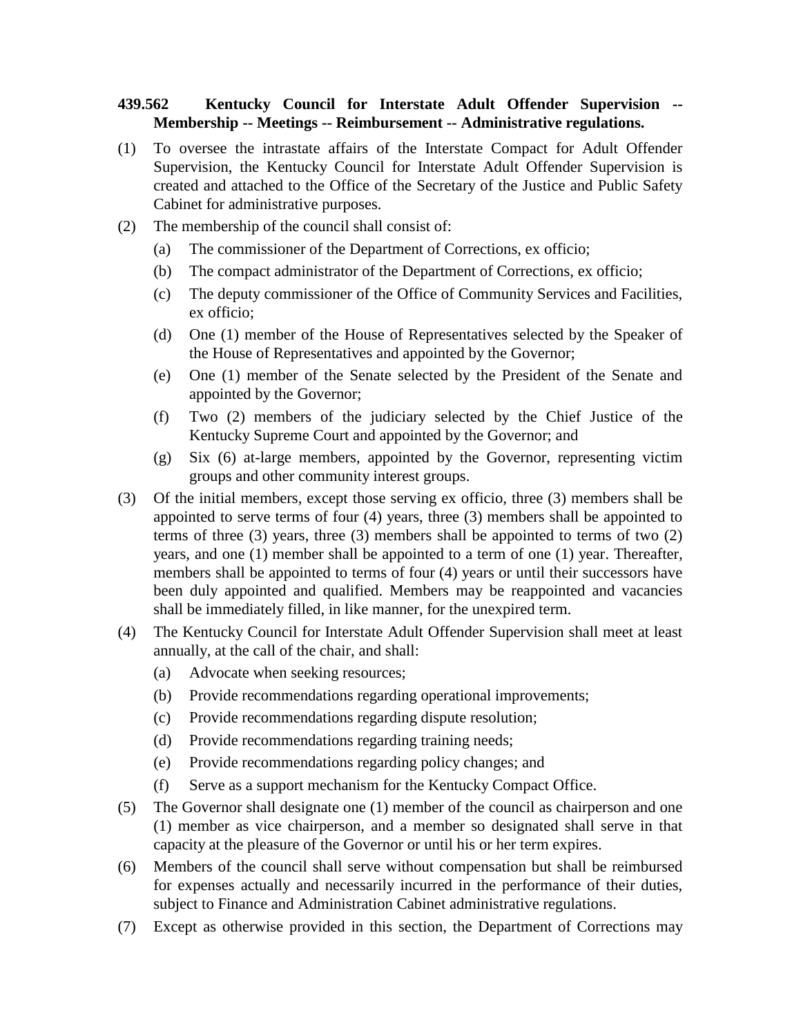**439.562 Kentucky Council for Interstate Adult Offender Supervision -- Membership -- Meetings -- Reimbursement -- Administrative regulations.**

(1) To oversee the intrastate affairs of the Interstate Compact for Adult Offender Supervision, the Kentucky Council for Interstate Adult Offender Supervision is created and attached to the Office of the Secretary of the Justice and Public Safety Cabinet for administrative purposes.

(2) The membership of the council shall consist of:

- (a) The commissioner of the Department of Corrections, ex officio;
- (b) The compact administrator of the Department of Corrections, ex officio;
- (c) The deputy commissioner of the Office of Community Services and Facilities, ex officio;
- (d) One (1) member of the House of Representatives selected by the Speaker of the House of Representatives and appointed by the Governor;
- (e) One (1) member of the Senate selected by the President of the Senate and appointed by the Governor;
- (f) Two (2) members of the judiciary selected by the Chief Justice of the Kentucky Supreme Court and appointed by the Governor; and
- (g) Six (6) at-large members, appointed by the Governor, representing victim groups and other community interest groups.

(3) Of the initial members, except those serving ex officio, three (3) members shall be appointed to serve terms of four (4) years, three (3) members shall be appointed to terms of three (3) years, three (3) members shall be appointed to terms of two (2) years, and one (1) member shall be appointed to a term of one (1) year. Thereafter, members shall be appointed to terms of four (4) years or until their successors have been duly appointed and qualified. Members may be reappointed and vacancies shall be immediately filled, in like manner, for the unexpired term.

(4) The Kentucky Council for Interstate Adult Offender Supervision shall meet at least annually, at the call of the chair, and shall:

- (a) Advocate when seeking resources;
- (b) Provide recommendations regarding operational improvements;
- (c) Provide recommendations regarding dispute resolution;
- (d) Provide recommendations regarding training needs;
- (e) Provide recommendations regarding policy changes; and
- (f) Serve as a support mechanism for the Kentucky Compact Office.

(5) The Governor shall designate one (1) member of the council as chairperson and one (1) member as vice chairperson, and a member so designated shall serve in that capacity at the pleasure of the Governor or until his or her term expires.

(6) Members of the council shall serve without compensation but shall be reimbursed for expenses actually and necessarily incurred in the performance of their duties, subject to Finance and Administration Cabinet administrative regulations.

(7) Except as otherwise provided in this section, the Department of Corrections may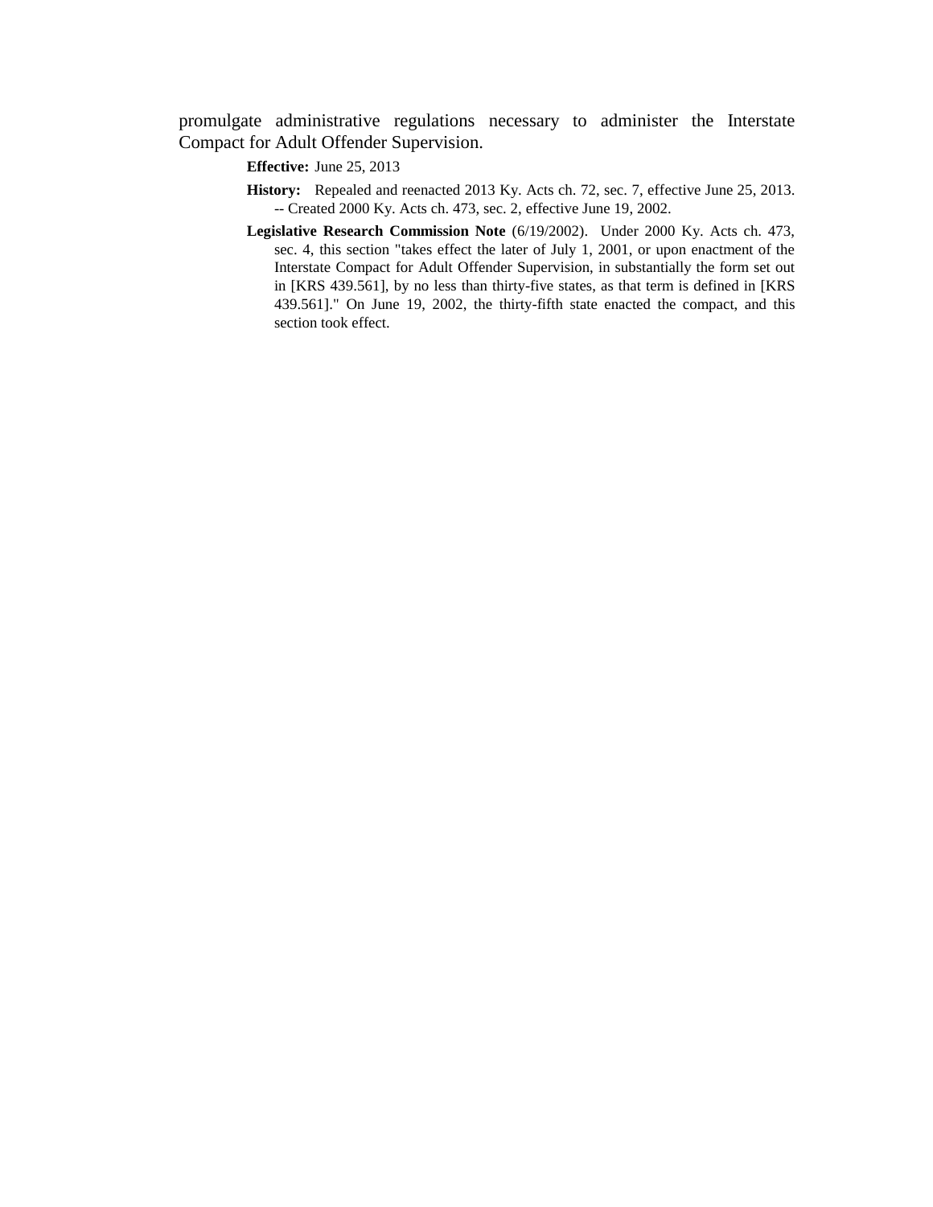promulgate administrative regulations necessary to administer the Interstate Compact for Adult Offender Supervision.

**Effective:** June 25, 2013

**History:** Repealed and reenacted 2013 Ky. Acts ch. 72, sec. 7, effective June 25, 2013. -- Created 2000 Ky. Acts ch. 473, sec. 2, effective June 19, 2002.

**Legislative Research Commission Note** (6/19/2002). Under 2000 Ky. Acts ch. 473, sec. 4, this section "takes effect the later of July 1, 2001, or upon enactment of the Interstate Compact for Adult Offender Supervision, in substantially the form set out in [KRS 439.561], by no less than thirty-five states, as that term is defined in [KRS 439.561]." On June 19, 2002, the thirty-fifth state enacted the compact, and this section took effect.